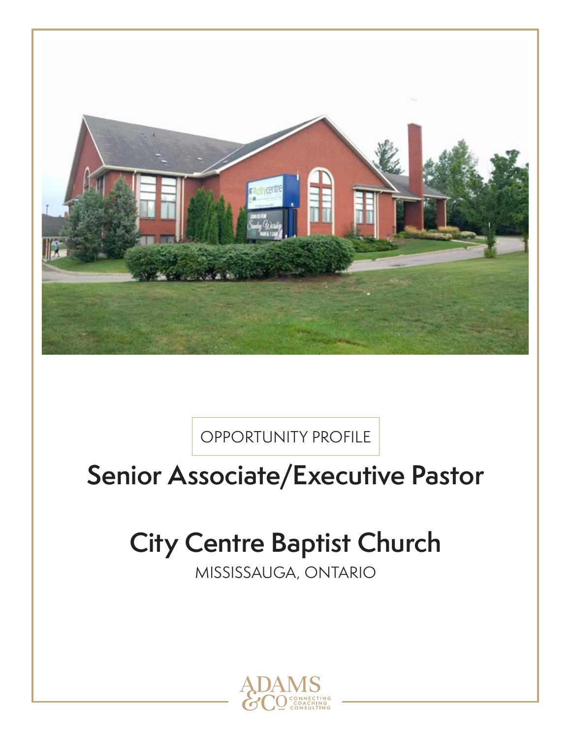OPPORTUNITY PROFILE

# Senior Associate/Executive Pastor

# City Centre Baptist Church

MISSISSAUGA, ONTARIO

ADAMS & CO
CONNECTING
COACHING
CONSULTING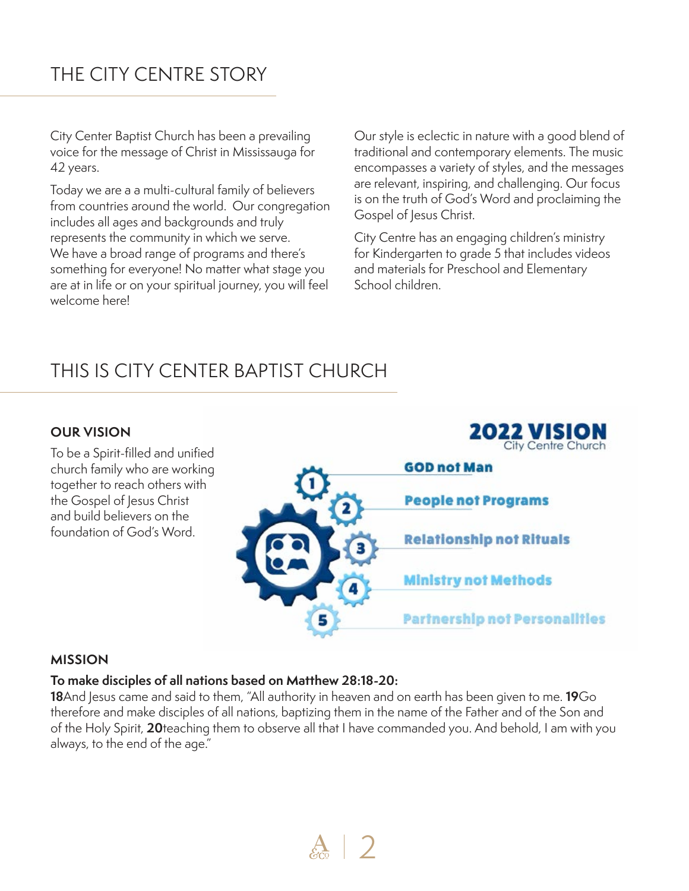## THE CITY CENTRE STORY

City Center Baptist Church has been a prevailing voice for the message of Christ in Mississauga for 42 years.

Today we are a a multi-cultural family of believers from countries around the world. Our congregation includes all ages and backgrounds and truly represents the community in which we serve. We have a broad range of programs and there's something for everyone! No matter what stage you are at in life or on your spiritual journey, you will feel welcome here!

Our style is eclectic in nature with a good blend of traditional and contemporary elements. The music encompasses a variety of styles, and the messages are relevant, inspiring, and challenging. Our focus is on the truth of God's Word and proclaiming the Gospel of Jesus Christ.

City Centre has an engaging children's ministry for Kindergarten to grade 5 that includes videos and materials for Preschool and Elementary School children.

## THIS IS CITY CENTER BAPTIST CHURCH

### OUR VISION

To be a Spirit-filled and unified church family who are working together to reach others with the Gospel of Jesus Christ and build believers on the foundation of God's Word.

**2022 VISION**
City Centre Church

1. GOD not Man
2. People not Programs
3. Relationship not Rituals
4. Ministry not Methods
5. Partnership not Personalities

### MISSION

**To make disciples of all nations based on Matthew 28:18-20:**

**18**And Jesus came and said to them, "All authority in heaven and on earth has been given to me. **19**Go therefore and make disciples of all nations, baptizing them in the name of the Father and of the Son and of the Holy Spirit, **20**teaching them to observe all that I have commanded you. And behold, I am with you always, to the end of the age."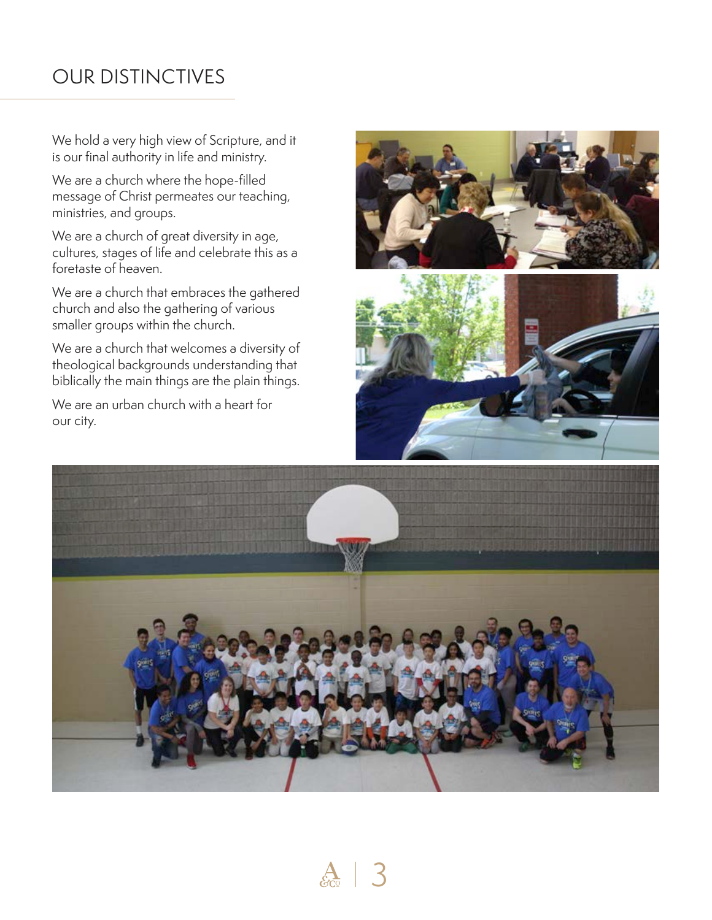# OUR DISTINCTIVES

We hold a very high view of Scripture, and it is our final authority in life and ministry.

We are a church where the hope-filled message of Christ permeates our teaching, ministries, and groups.

We are a church of great diversity in age, cultures, stages of life and celebrate this as a foretaste of heaven.

We are a church that embraces the gathered church and also the gathering of various smaller groups within the church.

We are a church that welcomes a diversity of theological backgrounds understanding that biblically the main things are the plain things.

We are an urban church with a heart for our city.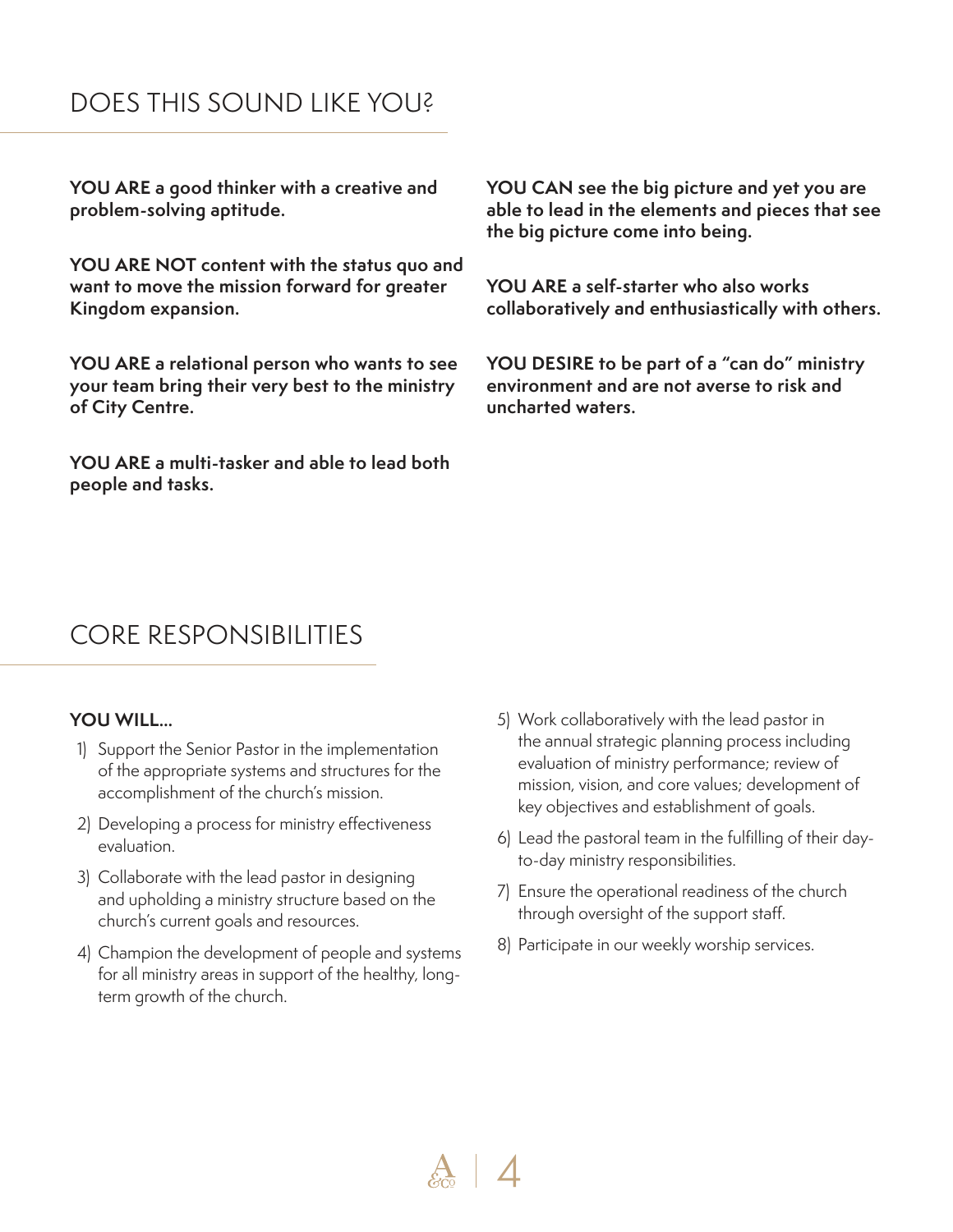## DOES THIS SOUND LIKE YOU?

**YOU ARE a good thinker with a creative and problem-solving aptitude.**

**YOU ARE NOT content with the status quo and want to move the mission forward for greater Kingdom expansion.**

**YOU ARE a relational person who wants to see your team bring their very best to the ministry of City Centre.**

**YOU ARE a multi-tasker and able to lead both people and tasks.**

**YOU CAN see the big picture and yet you are able to lead in the elements and pieces that see the big picture come into being.**

**YOU ARE a self-starter who also works collaboratively and enthusiastically with others.**

**YOU DESIRE to be part of a "can do" ministry environment and are not averse to risk and uncharted waters.**

## CORE RESPONSIBILITIES

**YOU WILL...**

1) Support the Senior Pastor in the implementation of the appropriate systems and structures for the accomplishment of the church's mission.
2) Developing a process for ministry effectiveness evaluation.
3) Collaborate with the lead pastor in designing and upholding a ministry structure based on the church's current goals and resources.
4) Champion the development of people and systems for all ministry areas in support of the healthy, long-term growth of the church.
5) Work collaboratively with the lead pastor in the annual strategic planning process including evaluation of ministry performance; review of mission, vision, and core values; development of key objectives and establishment of goals.
6) Lead the pastoral team in the fulfilling of their day-to-day ministry responsibilities.
7) Ensure the operational readiness of the church through oversight of the support staff.
8) Participate in our weekly worship services.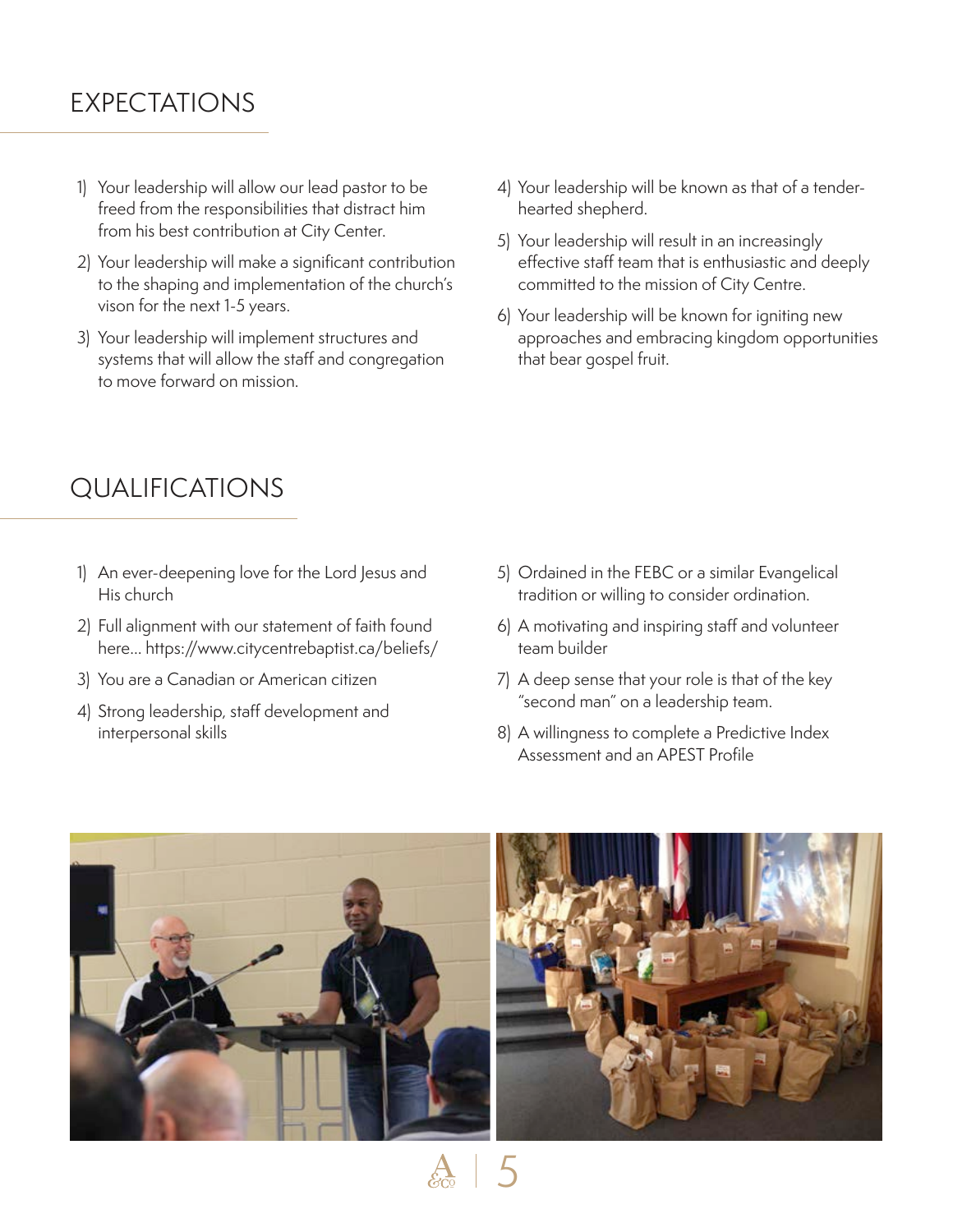## EXPECTATIONS

1) Your leadership will allow our lead pastor to be freed from the responsibilities that distract him from his best contribution at City Center.
2) Your leadership will make a significant contribution to the shaping and implementation of the church's vison for the next 1-5 years.
3) Your leadership will implement structures and systems that will allow the staff and congregation to move forward on mission.
4) Your leadership will be known as that of a tender-hearted shepherd.
5) Your leadership will result in an increasingly effective staff team that is enthusiastic and deeply committed to the mission of City Centre.
6) Your leadership will be known for igniting new approaches and embracing kingdom opportunities that bear gospel fruit.

## QUALIFICATIONS

1) An ever-deepening love for the Lord Jesus and His church
2) Full alignment with our statement of faith found here... https://www.citycentrebaptist.ca/beliefs/
3) You are a Canadian or American citizen
4) Strong leadership, staff development and interpersonal skills
5) Ordained in the FEBC or a similar Evangelical tradition or willing to consider ordination.
6) A motivating and inspiring staff and volunteer team builder
7) A deep sense that your role is that of the key "second man" on a leadership team.
8) A willingness to complete a Predictive Index Assessment and an APEST Profile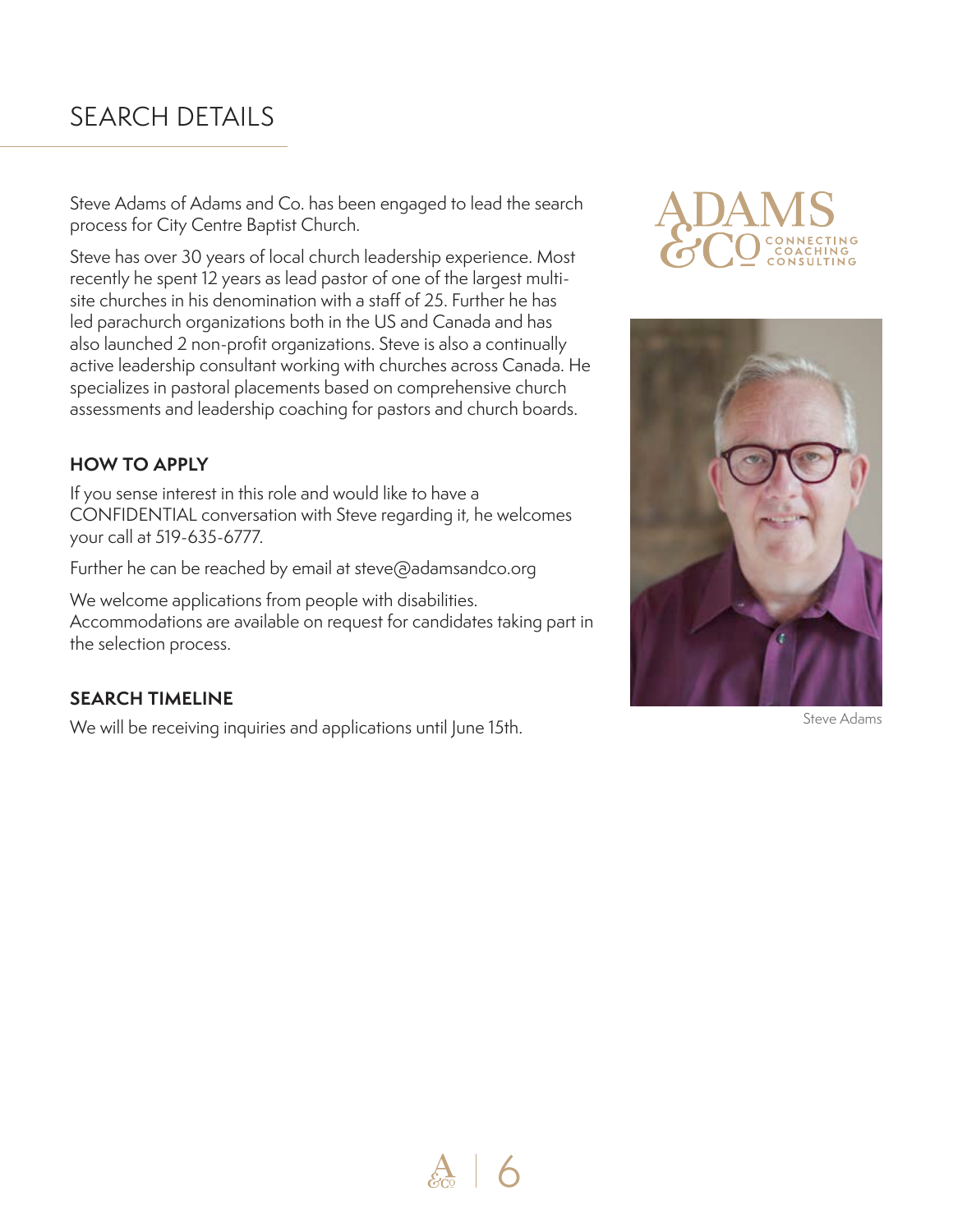# SEARCH DETAILS

Steve Adams of Adams and Co. has been engaged to lead the search process for City Centre Baptist Church.

Steve has over 30 years of local church leadership experience. Most recently he spent 12 years as lead pastor of one of the largest multi-site churches in his denomination with a staff of 25. Further he has led parachurch organizations both in the US and Canada and has also launched 2 non-profit organizations. Steve is also a continually active leadership consultant working with churches across Canada. He specializes in pastoral placements based on comprehensive church assessments and leadership coaching for pastors and church boards.

## HOW TO APPLY

If you sense interest in this role and would like to have a CONFIDENTIAL conversation with Steve regarding it, he welcomes your call at 519-635-6777.

Further he can be reached by email at steve@adamsandco.org

We welcome applications from people with disabilities. Accommodations are available on request for candidates taking part in the selection process.

## SEARCH TIMELINE

We will be receiving inquiries and applications until June 15th.

ADAMS &CO CONNECTING COACHING CONSULTING

Steve Adams